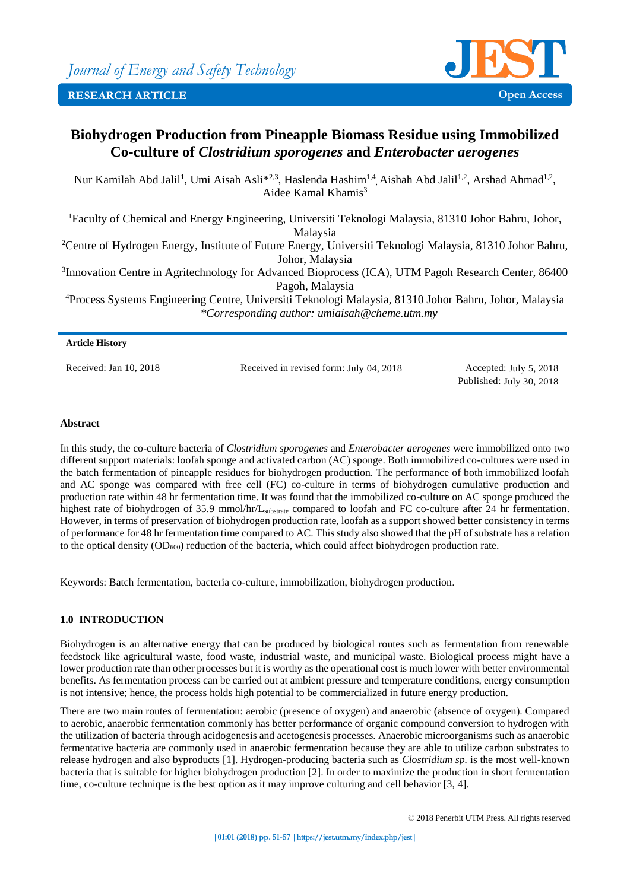# Biohydrogen Production from Pineapple Biomass Residue using Immobilized Co-culture of *Clostridium sporogenes* and *Enterobacter aerogenes*

Nur Kamilah Abd Jalil[1], Umi Aisah Asli*[2,3], Haslenda Hashim[1,4], Aishah Abd Jalil[1,2], Arshad Ahmad[1,2], Aidee Kamal Khamis[3]

[1]Faculty of Chemical and Energy Engineering, Universiti Teknologi Malaysia, 81310 Johor Bahru, Johor, Malaysia

[2]Centre of Hydrogen Energy, Institute of Future Energy, Universiti Teknologi Malaysia, 81310 Johor Bahru, Johor, Malaysia

[3]Innovation Centre in Agritechnology for Advanced Bioprocess (ICA), UTM Pagoh Research Center, 86400 Pagoh, Malaysia

[4]Process Systems Engineering Centre, Universiti Teknologi Malaysia, 81310 Johor Bahru, Johor, Malaysia

*\*Corresponding author: umiaisah@cheme.utm.my*

**Article History**

Received: Jan 10, 2018 | Received in revised form: July 04, 2018 | Accepted: July 5, 2018 | Published: July 30, 2018

**Abstract**

In this study, the co-culture bacteria of *Clostridium sporogenes* and *Enterobacter aerogenes* were immobilized onto two different support materials: loofah sponge and activated carbon (AC) sponge. Both immobilized co-cultures were used in the batch fermentation of pineapple residues for biohydrogen production. The performance of both immobilized loofah and AC sponge was compared with free cell (FC) co-culture in terms of biohydrogen cumulative production and production rate within 48 hr fermentation time. It was found that the immobilized co-culture on AC sponge produced the highest rate of biohydrogen of 35.9 mmol/hr/$L_{substrate}$ compared to loofah and FC co-culture after 24 hr fermentation. However, in terms of preservation of biohydrogen production rate, loofah as a support showed better consistency in terms of performance for 48 hr fermentation time compared to AC. This study also showed that the pH of substrate has a relation to the optical density ($OD_{600}$) reduction of the bacteria, which could affect biohydrogen production rate.

Keywords: Batch fermentation, bacteria co-culture, immobilization, biohydrogen production.

## 1.0 INTRODUCTION

Biohydrogen is an alternative energy that can be produced by biological routes such as fermentation from renewable feedstock like agricultural waste, food waste, industrial waste, and municipal waste. Biological process might have a lower production rate than other processes but it is worthy as the operational cost is much lower with better environmental benefits. As fermentation process can be carried out at ambient pressure and temperature conditions, energy consumption is not intensive; hence, the process holds high potential to be commercialized in future energy production.

There are two main routes of fermentation: aerobic (presence of oxygen) and anaerobic (absence of oxygen). Compared to aerobic, anaerobic fermentation commonly has better performance of organic compound conversion to hydrogen with the utilization of bacteria through acidogenesis and acetogenesis processes. Anaerobic microorganisms such as anaerobic fermentative bacteria are commonly used in anaerobic fermentation because they are able to utilize carbon substrates to release hydrogen and also byproducts [1]. Hydrogen-producing bacteria such as *Clostridium sp.* is the most well-known bacteria that is suitable for higher biohydrogen production [2]. In order to maximize the production in short fermentation time, co-culture technique is the best option as it may improve culturing and cell behavior [3, 4].

© 2018 Penerbit UTM Press. All rights reserved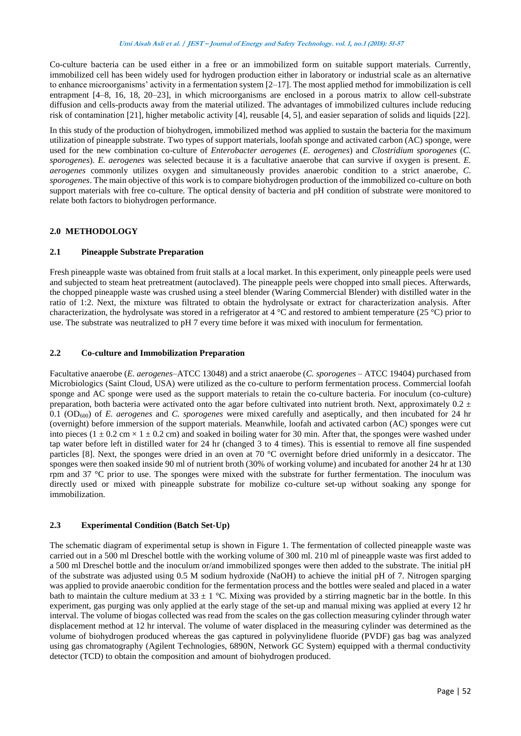Co-culture bacteria can be used either in a free or an immobilized form on suitable support materials. Currently, immobilized cell has been widely used for hydrogen production either in laboratory or industrial scale as an alternative to enhance microorganisms' activity in a fermentation system [2–17]. The most applied method for immobilization is cell entrapment [4–8, 16, 18, 20–23], in which microorganisms are enclosed in a porous matrix to allow cell-substrate diffusion and cells-products away from the material utilized. The advantages of immobilized cultures include reducing risk of contamination [21], higher metabolic activity [4], reusable [4, 5], and easier separation of solids and liquids [22].

In this study of the production of biohydrogen, immobilized method was applied to sustain the bacteria for the maximum utilization of pineapple substrate. Two types of support materials, loofah sponge and activated carbon (AC) sponge, were used for the new combination co-culture of *Enterobacter aerogenes* (*E. aerogenes*) and *Clostridium sporogenes* (*C. sporogenes*). *E. aerogenes* was selected because it is a facultative anaerobe that can survive if oxygen is present. *E. aerogenes* commonly utilizes oxygen and simultaneously provides anaerobic condition to a strict anaerobe, *C. sporogenes*. The main objective of this work is to compare biohydrogen production of the immobilized co-culture on both support materials with free co-culture. The optical density of bacteria and pH condition of substrate were monitored to relate both factors to biohydrogen performance.

## 2.0 METHODOLOGY

### 2.1 Pineapple Substrate Preparation

Fresh pineapple waste was obtained from fruit stalls at a local market. In this experiment, only pineapple peels were used and subjected to steam heat pretreatment (autoclaved). The pineapple peels were chopped into small pieces. Afterwards, the chopped pineapple waste was crushed using a steel blender (Waring Commercial Blender) with distilled water in the ratio of 1:2. Next, the mixture was filtrated to obtain the hydrolysate or extract for characterization analysis. After characterization, the hydrolysate was stored in a refrigerator at 4 °C and restored to ambient temperature (25 °C) prior to use. The substrate was neutralized to pH 7 every time before it was mixed with inoculum for fermentation.

### 2.2 Co-culture and Immobilization Preparation

Facultative anaerobe (*E. aerogenes*–ATCC 13048) and a strict anaerobe (*C. sporogenes* – ATCC 19404) purchased from Microbiologics (Saint Cloud, USA) were utilized as the co-culture to perform fermentation process. Commercial loofah sponge and AC sponge were used as the support materials to retain the co-culture bacteria. For inoculum (co-culture) preparation, both bacteria were activated onto the agar before cultivated into nutrient broth. Next, approximately $0.2 \pm 0.1$ ($OD_{600}$) of *E. aerogenes* and *C. sporogenes* were mixed carefully and aseptically, and then incubated for 24 hr (overnight) before immersion of the support materials. Meanwhile, loofah and activated carbon (AC) sponges were cut into pieces ($1 \pm 0.2$ cm × $1 \pm 0.2$ cm) and soaked in boiling water for 30 min. After that, the sponges were washed under tap water before left in distilled water for 24 hr (changed 3 to 4 times). This is essential to remove all fine suspended particles [8]. Next, the sponges were dried in an oven at 70 °C overnight before dried uniformly in a desiccator. The sponges were then soaked inside 90 ml of nutrient broth (30% of working volume) and incubated for another 24 hr at 130 rpm and 37 °C prior to use. The sponges were mixed with the substrate for further fermentation. The inoculum was directly used or mixed with pineapple substrate for mobilize co-culture set-up without soaking any sponge for immobilization.

### 2.3 Experimental Condition (Batch Set-Up)

The schematic diagram of experimental setup is shown in Figure 1. The fermentation of collected pineapple waste was carried out in a 500 ml Dreschel bottle with the working volume of 300 ml. 210 ml of pineapple waste was first added to a 500 ml Dreschel bottle and the inoculum or/and immobilized sponges were then added to the substrate. The initial pH of the substrate was adjusted using 0.5 M sodium hydroxide (NaOH) to achieve the initial pH of 7. Nitrogen sparging was applied to provide anaerobic condition for the fermentation process and the bottles were sealed and placed in a water bath to maintain the culture medium at $33 \pm 1$ °C. Mixing was provided by a stirring magnetic bar in the bottle. In this experiment, gas purging was only applied at the early stage of the set-up and manual mixing was applied at every 12 hr interval. The volume of biogas collected was read from the scales on the gas collection measuring cylinder through water displacement method at 12 hr interval. The volume of water displaced in the measuring cylinder was determined as the volume of biohydrogen produced whereas the gas captured in polyvinylidene fluoride (PVDF) gas bag was analyzed using gas chromatography (Agilent Technologies, 6890N, Network GC System) equipped with a thermal conductivity detector (TCD) to obtain the composition and amount of biohydrogen produced.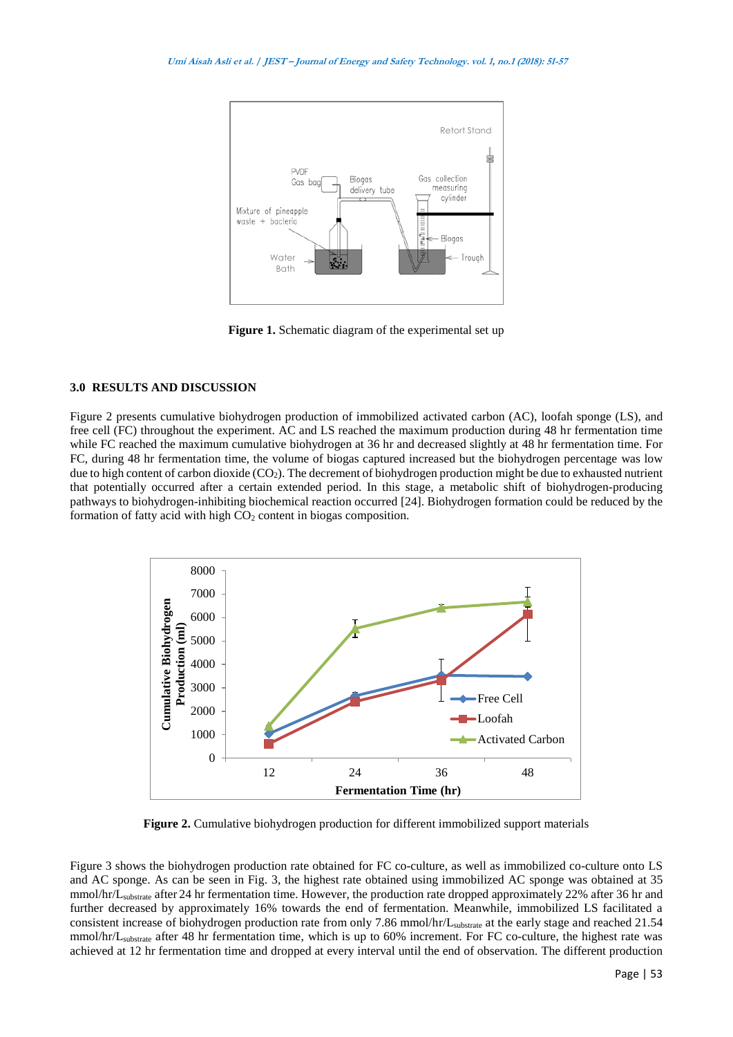Figure 1. Schematic diagram of the experimental set up

## 3.0 RESULTS AND DISCUSSION

Figure 2 presents cumulative biohydrogen production of immobilized activated carbon (AC), loofah sponge (LS), and free cell (FC) throughout the experiment. AC and LS reached the maximum production during 48 hr fermentation time while FC reached the maximum cumulative biohydrogen at 36 hr and decreased slightly at 48 hr fermentation time. For FC, during 48 hr fermentation time, the volume of biogas captured increased but the biohydrogen percentage was low due to high content of carbon dioxide ($CO_2$). The decrement of biohydrogen production might be due to exhausted nutrient that potentially occurred after a certain extended period. In this stage, a metabolic shift of biohydrogen-producing pathways to biohydrogen-inhibiting biochemical reaction occurred [24]. Biohydrogen formation could be reduced by the formation of fatty acid with high $CO_2$ content in biogas composition.

Figure 2. Cumulative biohydrogen production for different immobilized support materials

Figure 3 shows the biohydrogen production rate obtained for FC co-culture, as well as immobilized co-culture onto LS and AC sponge. As can be seen in Fig. 3, the highest rate obtained using immobilized AC sponge was obtained at 35 mmol/hr/$L_{substrate}$ after 24 hr fermentation time. However, the production rate dropped approximately 22% after 36 hr and further decreased by approximately 16% towards the end of fermentation. Meanwhile, immobilized LS facilitated a consistent increase of biohydrogen production rate from only 7.86 mmol/hr/$L_{substrate}$ at the early stage and reached 21.54 mmol/hr/$L_{substrate}$ after 48 hr fermentation time, which is up to 60% increment. For FC co-culture, the highest rate was achieved at 12 hr fermentation time and dropped at every interval until the end of observation. The different production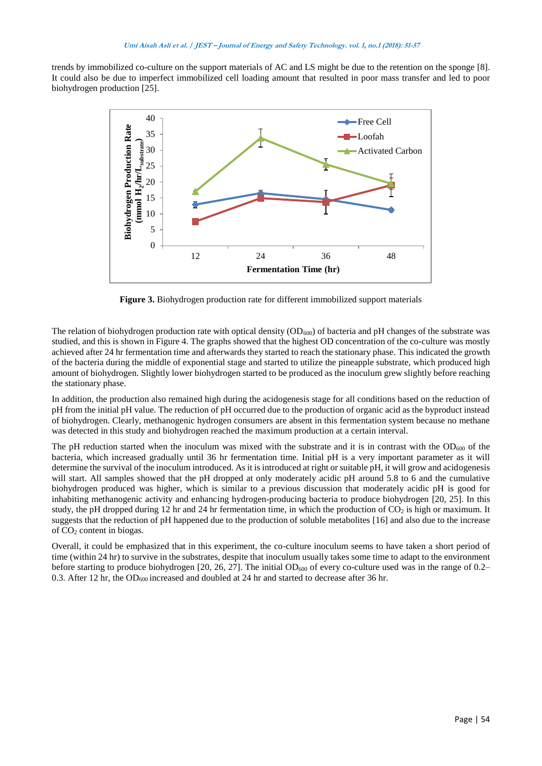trends by immobilized co-culture on the support materials of AC and LS might be due to the retention on the sponge [8]. It could also be due to imperfect immobilized cell loading amount that resulted in poor mass transfer and led to poor biohydrogen production [25].

**Figure 3.** Biohydrogen production rate for different immobilized support materials

The relation of biohydrogen production rate with optical density ($OD_{600}$) of bacteria and pH changes of the substrate was studied, and this is shown in Figure 4. The graphs showed that the highest OD concentration of the co-culture was mostly achieved after 24 hr fermentation time and afterwards they started to reach the stationary phase. This indicated the growth of the bacteria during the middle of exponential stage and started to utilize the pineapple substrate, which produced high amount of biohydrogen. Slightly lower biohydrogen started to be produced as the inoculum grew slightly before reaching the stationary phase.

In addition, the production also remained high during the acidogenesis stage for all conditions based on the reduction of pH from the initial pH value. The reduction of pH occurred due to the production of organic acid as the byproduct instead of biohydrogen. Clearly, methanogenic hydrogen consumers are absent in this fermentation system because no methane was detected in this study and biohydrogen reached the maximum production at a certain interval.

The pH reduction started when the inoculum was mixed with the substrate and it is in contrast with the $OD_{600}$ of the bacteria, which increased gradually until 36 hr fermentation time. Initial pH is a very important parameter as it will determine the survival of the inoculum introduced. As it is introduced at right or suitable pH, it will grow and acidogenesis will start. All samples showed that the pH dropped at only moderately acidic pH around 5.8 to 6 and the cumulative biohydrogen produced was higher, which is similar to a previous discussion that moderately acidic pH is good for inhabiting methanogenic activity and enhancing hydrogen-producing bacteria to produce biohydrogen [20, 25]. In this study, the pH dropped during 12 hr and 24 hr fermentation time, in which the production of $CO_2$ is high or maximum. It suggests that the reduction of pH happened due to the production of soluble metabolites [16] and also due to the increase of $CO_2$ content in biogas.

Overall, it could be emphasized that in this experiment, the co-culture inoculum seems to have taken a short period of time (within 24 hr) to survive in the substrates, despite that inoculum usually takes some time to adapt to the environment before starting to produce biohydrogen [20, 26, 27]. The initial $OD_{600}$ of every co-culture used was in the range of 0.2–0.3. After 12 hr, the $OD_{600}$ increased and doubled at 24 hr and started to decrease after 36 hr.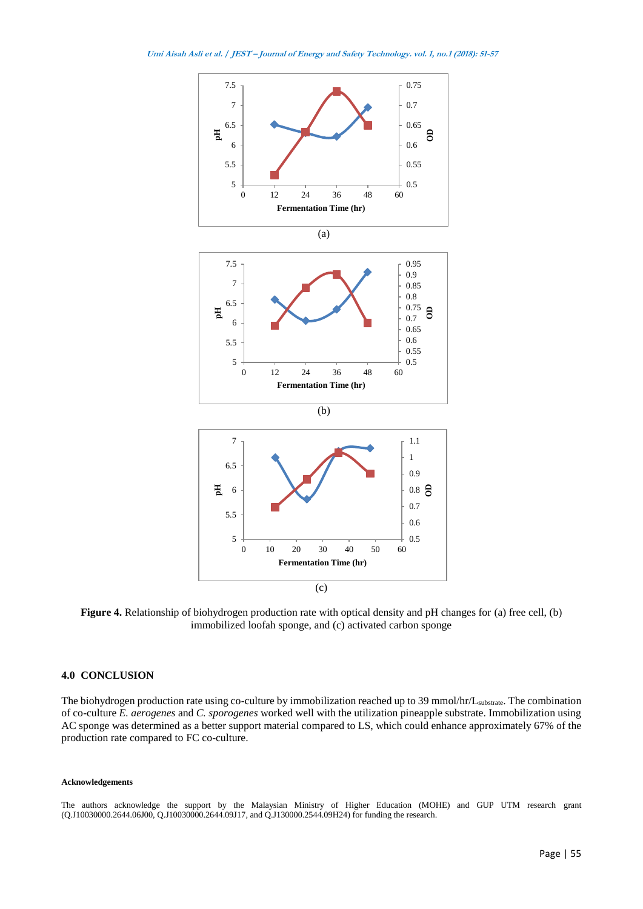(a)

(b)

(c)

**Figure 4.** Relationship of biohydrogen production rate with optical density and pH changes for (a) free cell, (b) immobilized loofah sponge, and (c) activated carbon sponge

## 4.0 CONCLUSION

The biohydrogen production rate using co-culture by immobilization reached up to 39 mmol/hr/$L_{substrate}$. The combination of co-culture *E. aerogenes* and *C. sporogenes* worked well with the utilization pineapple substrate. Immobilization using AC sponge was determined as a better support material compared to LS, which could enhance approximately 67% of the production rate compared to FC co-culture.

#### Acknowledgements

The authors acknowledge the support by the Malaysian Ministry of Higher Education (MOHE) and GUP UTM research grant (Q.J10030000.2644.06J00, Q.J10030000.2644.09J17, and Q.J130000.2544.09H24) for funding the research.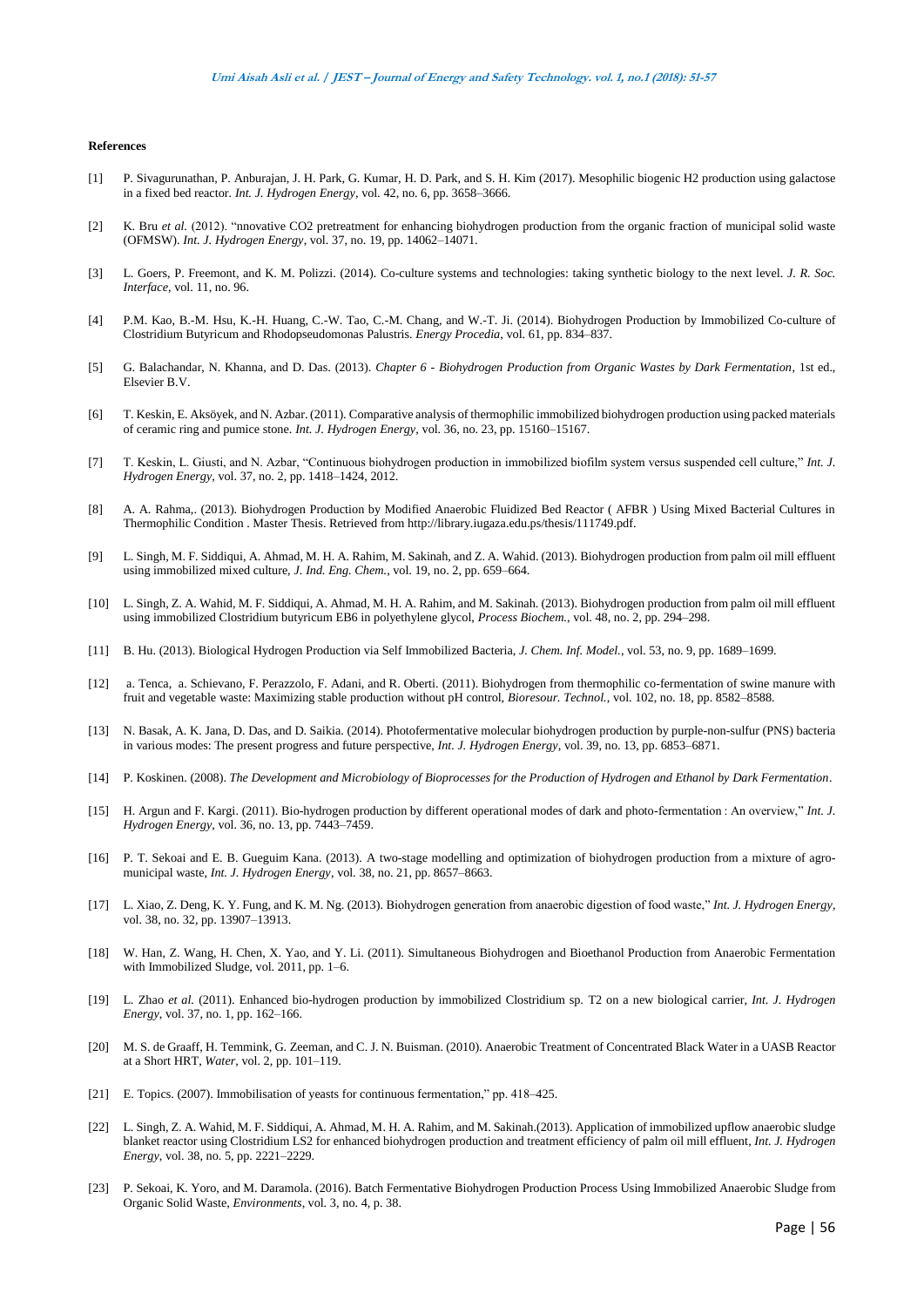**References**

[1] P. Sivagurunathan, P. Anburajan, J. H. Park, G. Kumar, H. D. Park, and S. H. Kim (2017). Mesophilic biogenic H2 production using galactose in a fixed bed reactor. *Int. J. Hydrogen Energy*, vol. 42, no. 6, pp. 3658–3666.

[2] K. Bru *et al.* (2012). "nnovative CO2 pretreatment for enhancing biohydrogen production from the organic fraction of municipal solid waste (OFMSW). *Int. J. Hydrogen Energy*, vol. 37, no. 19, pp. 14062–14071.

[3] L. Goers, P. Freemont, and K. M. Polizzi. (2014). Co-culture systems and technologies: taking synthetic biology to the next level. *J. R. Soc. Interface*, vol. 11, no. 96.

[4] P.M. Kao, B.-M. Hsu, K.-H. Huang, C.-W. Tao, C.-M. Chang, and W.-T. Ji. (2014). Biohydrogen Production by Immobilized Co-culture of Clostridium Butyricum and Rhodopseudomonas Palustris. *Energy Procedia*, vol. 61, pp. 834–837.

[5] G. Balachandar, N. Khanna, and D. Das. (2013). *Chapter 6 - Biohydrogen Production from Organic Wastes by Dark Fermentation*, 1st ed., Elsevier B.V.

[6] T. Keskin, E. Aksöyek, and N. Azbar. (2011). Comparative analysis of thermophilic immobilized biohydrogen production using packed materials of ceramic ring and pumice stone. *Int. J. Hydrogen Energy*, vol. 36, no. 23, pp. 15160–15167.

[7] T. Keskin, L. Giusti, and N. Azbar, "Continuous biohydrogen production in immobilized biofilm system versus suspended cell culture," *Int. J. Hydrogen Energy*, vol. 37, no. 2, pp. 1418–1424, 2012.

[8] A. A. Rahma,. (2013). Biohydrogen Production by Modified Anaerobic Fluidized Bed Reactor ( AFBR ) Using Mixed Bacterial Cultures in Thermophilic Condition . Master Thesis. Retrieved from http://library.iugaza.edu.ps/thesis/111749.pdf.

[9] L. Singh, M. F. Siddiqui, A. Ahmad, M. H. A. Rahim, M. Sakinah, and Z. A. Wahid. (2013). Biohydrogen production from palm oil mill effluent using immobilized mixed culture, *J. Ind. Eng. Chem.*, vol. 19, no. 2, pp. 659–664.

[10] L. Singh, Z. A. Wahid, M. F. Siddiqui, A. Ahmad, M. H. A. Rahim, and M. Sakinah. (2013). Biohydrogen production from palm oil mill effluent using immobilized Clostridium butyricum EB6 in polyethylene glycol, *Process Biochem.*, vol. 48, no. 2, pp. 294–298.

[11] B. Hu. (2013). Biological Hydrogen Production via Self Immobilized Bacteria, *J. Chem. Inf. Model.*, vol. 53, no. 9, pp. 1689–1699.

[12] a. Tenca, a. Schievano, F. Perazzolo, F. Adani, and R. Oberti. (2011). Biohydrogen from thermophilic co-fermentation of swine manure with fruit and vegetable waste: Maximizing stable production without pH control, *Bioresour. Technol.*, vol. 102, no. 18, pp. 8582–8588.

[13] N. Basak, A. K. Jana, D. Das, and D. Saikia. (2014). Photofermentative molecular biohydrogen production by purple-non-sulfur (PNS) bacteria in various modes: The present progress and future perspective, *Int. J. Hydrogen Energy*, vol. 39, no. 13, pp. 6853–6871.

[14] P. Koskinen. (2008). *The Development and Microbiology of Bioprocesses for the Production of Hydrogen and Ethanol by Dark Fermentation*.

[15] H. Argun and F. Kargi. (2011). Bio-hydrogen production by different operational modes of dark and photo-fermentation : An overview," *Int. J. Hydrogen Energy*, vol. 36, no. 13, pp. 7443–7459.

[16] P. T. Sekoai and E. B. Gueguim Kana. (2013). A two-stage modelling and optimization of biohydrogen production from a mixture of agro-municipal waste, *Int. J. Hydrogen Energy*, vol. 38, no. 21, pp. 8657–8663.

[17] L. Xiao, Z. Deng, K. Y. Fung, and K. M. Ng. (2013). Biohydrogen generation from anaerobic digestion of food waste," *Int. J. Hydrogen Energy*, vol. 38, no. 32, pp. 13907–13913.

[18] W. Han, Z. Wang, H. Chen, X. Yao, and Y. Li. (2011). Simultaneous Biohydrogen and Bioethanol Production from Anaerobic Fermentation with Immobilized Sludge, vol. 2011, pp. 1–6.

[19] L. Zhao *et al.* (2011). Enhanced bio-hydrogen production by immobilized Clostridium sp. T2 on a new biological carrier, *Int. J. Hydrogen Energy*, vol. 37, no. 1, pp. 162–166.

[20] M. S. de Graaff, H. Temmink, G. Zeeman, and C. J. N. Buisman. (2010). Anaerobic Treatment of Concentrated Black Water in a UASB Reactor at a Short HRT, *Water*, vol. 2, pp. 101–119.

[21] E. Topics. (2007). Immobilisation of yeasts for continuous fermentation," pp. 418–425.

[22] L. Singh, Z. A. Wahid, M. F. Siddiqui, A. Ahmad, M. H. A. Rahim, and M. Sakinah.(2013). Application of immobilized upflow anaerobic sludge blanket reactor using Clostridium LS2 for enhanced biohydrogen production and treatment efficiency of palm oil mill effluent, *Int. J. Hydrogen Energy*, vol. 38, no. 5, pp. 2221–2229.

[23] P. Sekoai, K. Yoro, and M. Daramola. (2016). Batch Fermentative Biohydrogen Production Process Using Immobilized Anaerobic Sludge from Organic Solid Waste, *Environments*, vol. 3, no. 4, p. 38.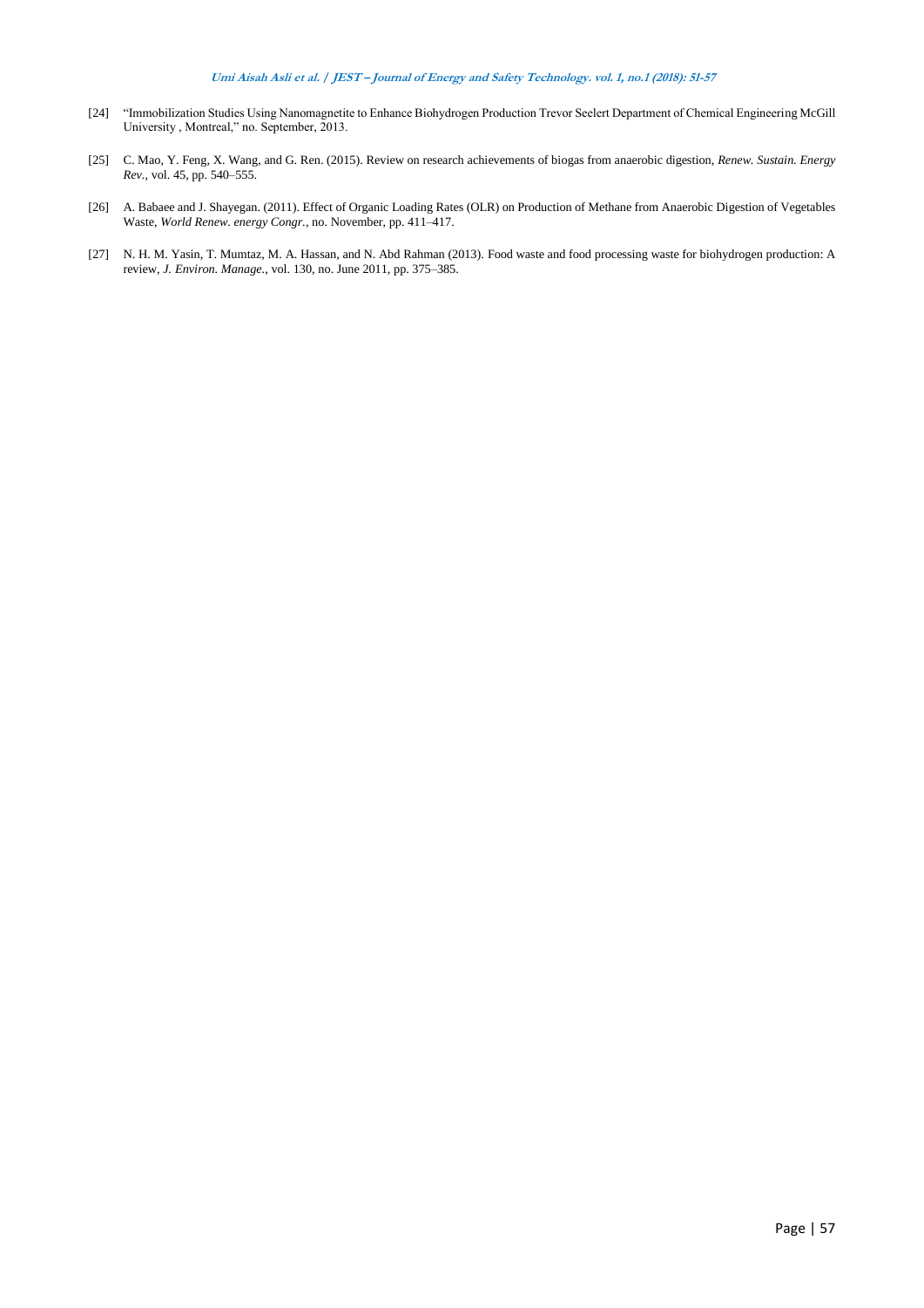[24] "Immobilization Studies Using Nanomagnetite to Enhance Biohydrogen Production Trevor Seelert Department of Chemical Engineering McGill University , Montreal," no. September, 2013.

[25] C. Mao, Y. Feng, X. Wang, and G. Ren. (2015). Review on research achievements of biogas from anaerobic digestion, *Renew. Sustain. Energy Rev.*, vol. 45, pp. 540–555.

[26] A. Babaee and J. Shayegan. (2011). Effect of Organic Loading Rates (OLR) on Production of Methane from Anaerobic Digestion of Vegetables Waste, *World Renew. energy Congr.*, no. November, pp. 411–417.

[27] N. H. M. Yasin, T. Mumtaz, M. A. Hassan, and N. Abd Rahman (2013). Food waste and food processing waste for biohydrogen production: A review, *J. Environ. Manage.*, vol. 130, no. June 2011, pp. 375–385.